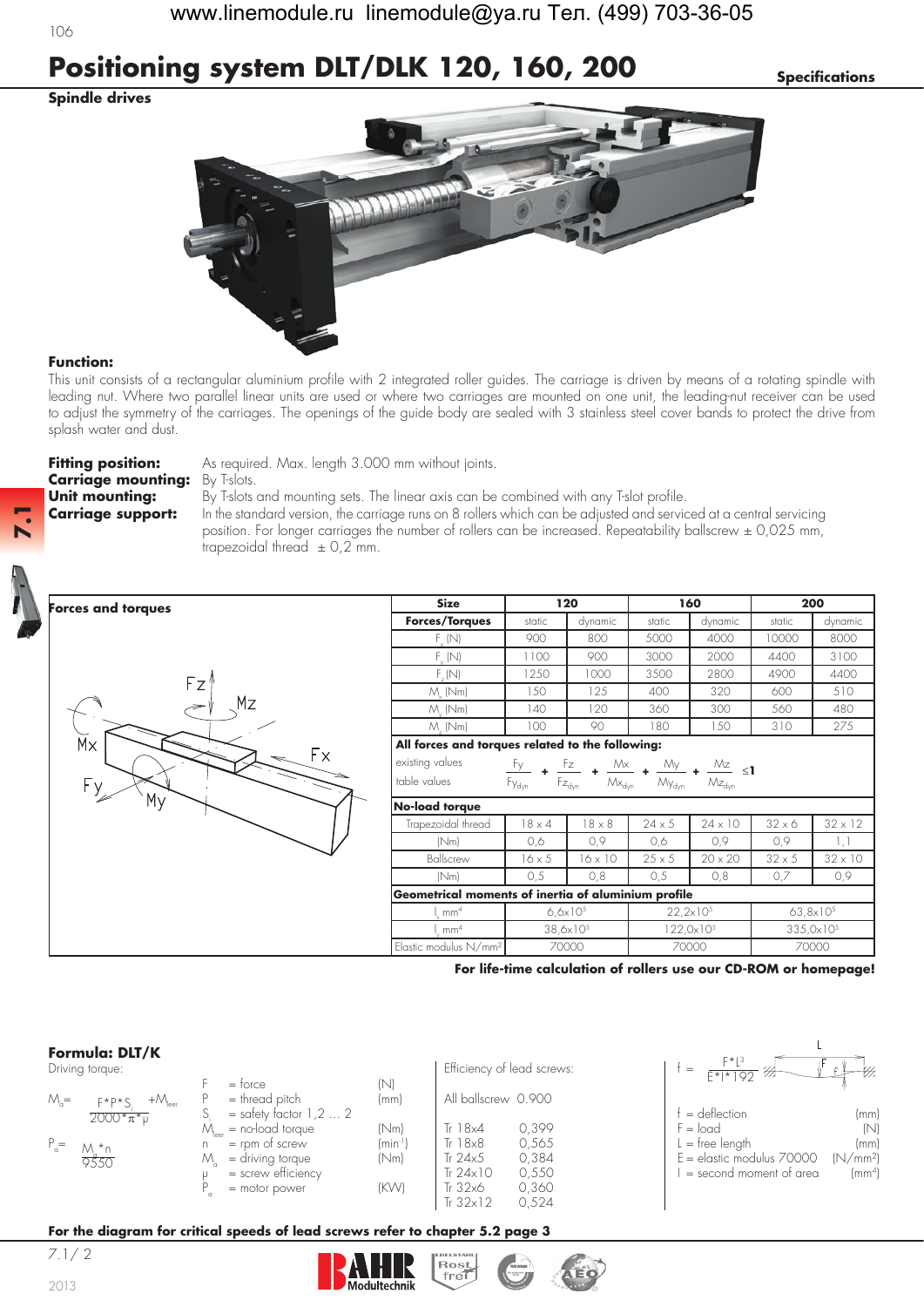# Positioning system DLT/DLK 120, 160, 200

**Specifications**

**Spindle drives**

**Function:**
This unit consists of a rectangular aluminium profile with 2 integrated roller guides. The carriage is driven by means of a rotating spindle with leading nut. Where two parallel linear units are used or where two carriages are mounted on one unit, the leading-nut receiver can be used to adjust the symmetry of the carriages. The openings of the guide body are sealed with 3 stainless steel cover bands to protect the drive from splash water and dust.

**Fitting position:** As required. Max. length 3.000 mm without joints.
**Carriage mounting:** By T-slots.
**Unit mounting:** By T-slots and mounting sets. The linear axis can be combined with any T-slot profile.
**Carriage support:** In the standard version, the carriage runs on 8 rollers which can be adjusted and serviced at a central servicing position. For longer carriages the number of rollers can be increased. Repeatability ballscrew ± 0,025 mm, trapezoidal thread ± 0,2 mm.

**Forces and torques**

| Size | 120 | | 160 | | 200 | |
|---|---|---|---|---|---|---|
| Forces/Torques | static | dynamic | static | dynamic | static | dynamic |
| $F_x$ (N) | 900 | 800 | 5000 | 4000 | 10000 | 8000 |
| $F_y$ (N) | 1100 | 900 | 3000 | 2000 | 4400 | 3100 |
| $F_z$ (N) | 1250 | 1000 | 3500 | 2800 | 4900 | 4400 |
| $M_x$ (Nm) | 150 | 125 | 400 | 320 | 600 | 510 |
| $M_y$ (Nm) | 140 | 120 | 360 | 300 | 560 | 480 |
| $M_z$ (Nm) | 100 | 90 | 180 | 150 | 310 | 275 |

**All forces and torques related to the following:**

existing values / table values:

$$\frac{Fy}{Fy_{dyn}} + \frac{Fz}{Fz_{dyn}} + \frac{Mx}{Mx_{dyn}} + \frac{My}{My_{dyn}} + \frac{Mz}{Mz_{dyn}} \leq 1$$

**No-load torque**

| Size | 120 | | 160 | | 200 | |
|---|---|---|---|---|---|---|
| Trapezoidal thread | 18 x 4 | 18 x 8 | 24 x 5 | 24 x 10 | 32 x 6 | 32 x 12 |
| (Nm) | 0,6 | 0,9 | 0,6 | 0,9 | 0,9 | 1,1 |
| Ballscrew | 16 x 5 | 16 x 10 | 25 x 5 | 20 x 20 | 32 x 5 | 32 x 10 |
| (Nm) | 0,5 | 0,8 | 0,5 | 0,8 | 0,7 | 0,9 |

**Geometrical moments of inertia of aluminium profile**

| | 120 | 160 | 200 |
|---|---|---|---|
| $I_x$ mm⁴ | $6{,}6 \times 10^5$ | $22{,}2 \times 10^5$ | $63{,}8 \times 10^5$ |
| $I_y$ mm⁴ | $38{,}6 \times 10^5$ | $122{,}0 \times 10^5$ | $335{,}0 \times 10^5$ |
| Elastic modulus N/mm² | 70000 | 70000 | 70000 |

**For life-time calculation of rollers use our CD-ROM or homepage!**

**Formula: DLT/K**

Driving torque:

$$M_a = \frac{F * P * S_i}{2000 * \pi * \mu} + M_{leer}$$

$$P_a = \frac{M_a * n}{9550}$$

| | | |
|---|---|---|
| F | = force | (N) |
| P | = thread pitch | (mm) |
| $S_i$ | = safety factor 1,2 … 2 | |
| $M_{leer}$ | = no-load torque | (Nm) |
| n | = rpm of screw | (min⁻¹) |
| $M_a$ | = driving torque | (Nm) |
| μ | = screw efficiency | |
| $P_a$ | = motor power | (KW) |

Efficiency of lead screws:

All ballscrew 0.900

| | |
|---|---|
| Tr 18x4 | 0,399 |
| Tr 18x8 | 0,565 |
| Tr 24x5 | 0,384 |
| Tr 24x10 | 0,550 |
| Tr 32x6 | 0,360 |
| Tr 32x12 | 0,524 |

$$f = \frac{F * L^3}{E * I * 192}$$

| | | |
|---|---|---|
| f | = deflection | (mm) |
| F | = load | (N) |
| L | = free length | (mm) |
| E | = elastic modulus 70000 | (N/mm²) |
| I | = second moment of area | (mm⁴) |

**For the diagram for critical speeds of lead screws refer to chapter 5.2 page 3**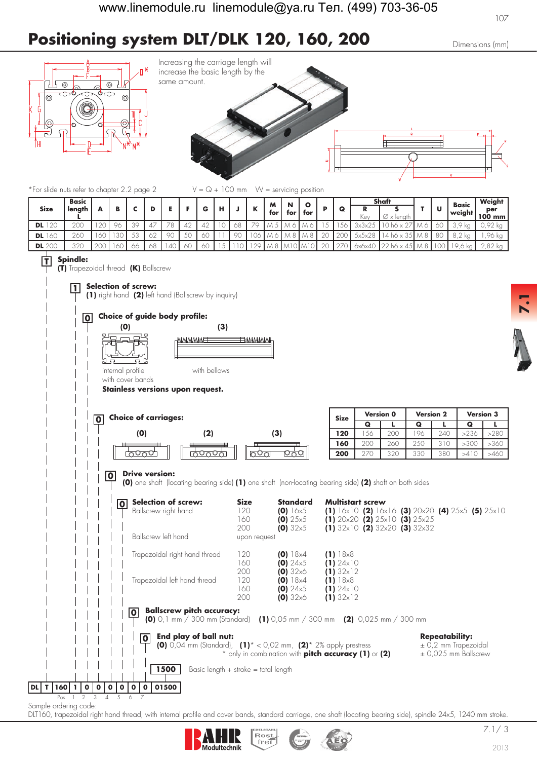www.linemodule.ru linemodule@ya.ru Тел. (499) 703-36-05

# Positioning system DLT/DLK 120, 160, 200

Dimensions (mm)

Increasing the carriage length will increase the basic length by the same amount.

*For slide nuts refer to chapter 2.2 page 2 V = Q + 100 mm W = servicing position

| Size | Basic length L | A | B | C | D | E | F | G | H | J | K | M for | N for | O for | P | Q | Shaft R Key | Shaft S Ø x length | T | U | Basic weight | Weight per 100 mm |
|---|---|---|---|---|---|---|---|---|---|---|---|---|---|---|---|---|---|---|---|---|---|---|
| **DL** 120 | 200 | 120 | 96 | 39 | 47 | 78 | 42 | 42 | 10 | 68 | 79 | M 5 | M 6 | M 6 | 15 | 156 | 3x3x25 | 10 h6 x 27 | M 6 | 60 | 3,9 kg | 0,92 kg |
| **DL** 160 | 260 | 160 | 130 | 53 | 62 | 90 | 50 | 60 | 11 | 90 | 106 | M 6 | M 8 | M 8 | 20 | 200 | 5x5x28 | 14 h6 x 35 | M 8 | 80 | 8,2 kg | 1,96 kg |
| **DL** 200 | 320 | 200 | 160 | 66 | 68 | 140 | 60 | 60 | 15 | 110 | 129 | M 8 | M10 | M10 | 20 | 270 | 6x6x40 | 22 h6 x 45 | M 8 | 100 | 19,6 kg | 2,82 kg |

**T** **Spindle:**
**(T)** Trapezoidal thread **(K)** Ballscrew

**1** **Selection of screw:**
**(1)** right hand **(2)** left hand (Ballscrew by inquiry)

**0** **Choice of guide body profile:**
**(0)** internal profile with cover bands
**(3)** with bellows

**Stainless versions upon request.**

**0** **Choice of carriages:**
**(0)** **(2)** **(3)**

| Size | Version 0 Q | Version 0 L | Version 2 Q | Version 2 L | Version 3 Q | Version 3 L |
|---|---|---|---|---|---|---|
| **120** | 156 | 200 | 196 | 240 | >236 | >280 |
| **160** | 200 | 260 | 250 | 310 | >300 | >360 |
| **200** | 270 | 320 | 330 | 380 | >410 | >460 |

**0** **Drive version:**
**(0)** one shaft (locating bearing side) **(1)** one shaft (non-locating bearing side) **(2)** shaft on both sides

**0** **Selection of screw:**

| | Size | Standard | Multistart screw |
|---|---|---|---|
| Ballscrew right hand | 120 | **(0)** 16x5 | **(1)** 16x10 **(2)** 16x16 **(3)** 20x20 **(4)** 25x5 **(5)** 25x10 |
| | 160 | **(0)** 25x5 | **(1)** 20x20 **(2)** 25x10 **(3)** 25x25 |
| | 200 | **(0)** 32x5 | **(1)** 32x10 **(2)** 32x20 **(3)** 32x32 |
| Ballscrew left hand | upon request | | |
| Trapezoidal right hand thread | 120 | **(0)** 18x4 | **(1)** 18x8 |
| | 160 | **(0)** 24x5 | **(1)** 24x10 |
| | 200 | **(0)** 32x6 | **(1)** 32x12 |
| Trapezoidal left hand thread | 120 | **(0)** 18x4 | **(1)** 18x8 |
| | 160 | **(0)** 24x5 | **(1)** 24x10 |
| | 200 | **(0)** 32x6 | **(1)** 32x12 |

**0** **Ballscrew pitch accuracy:**
**(0)** 0,1 mm / 300 mm (Standard) **(1)** 0,05 mm / 300 mm **(2)** 0,025 mm / 300 mm

**0** **End play of ball nut:**
**(0)** 0,04 mm (Standard), **(1)*** < 0,02 mm, **(2)*** 2% apply prestress
* only in combination with **pitch accuracy (1)** or **(2)**

**Repeatability:**
± 0,2 mm Trapezoidal
± 0,025 mm Ballscrew

**1500** Basic length + stroke = total length

| DL | T | 160 | 1 | 0 | 0 | 0 | 0 | 0 | 0 | 01500 |
|---|---|---|---|---|---|---|---|---|---|---|
| | | Pos. | 1 | 2 | 3 | 4 | 5 | 6 | 7 | |

Sample ordering code:
DLT160, trapezoidal right hand thread, with internal profile and cover bands, standard carriage, one shaft (locating bearing side), spindle 24x5, 1240 mm stroke.

7.1 / 3

2013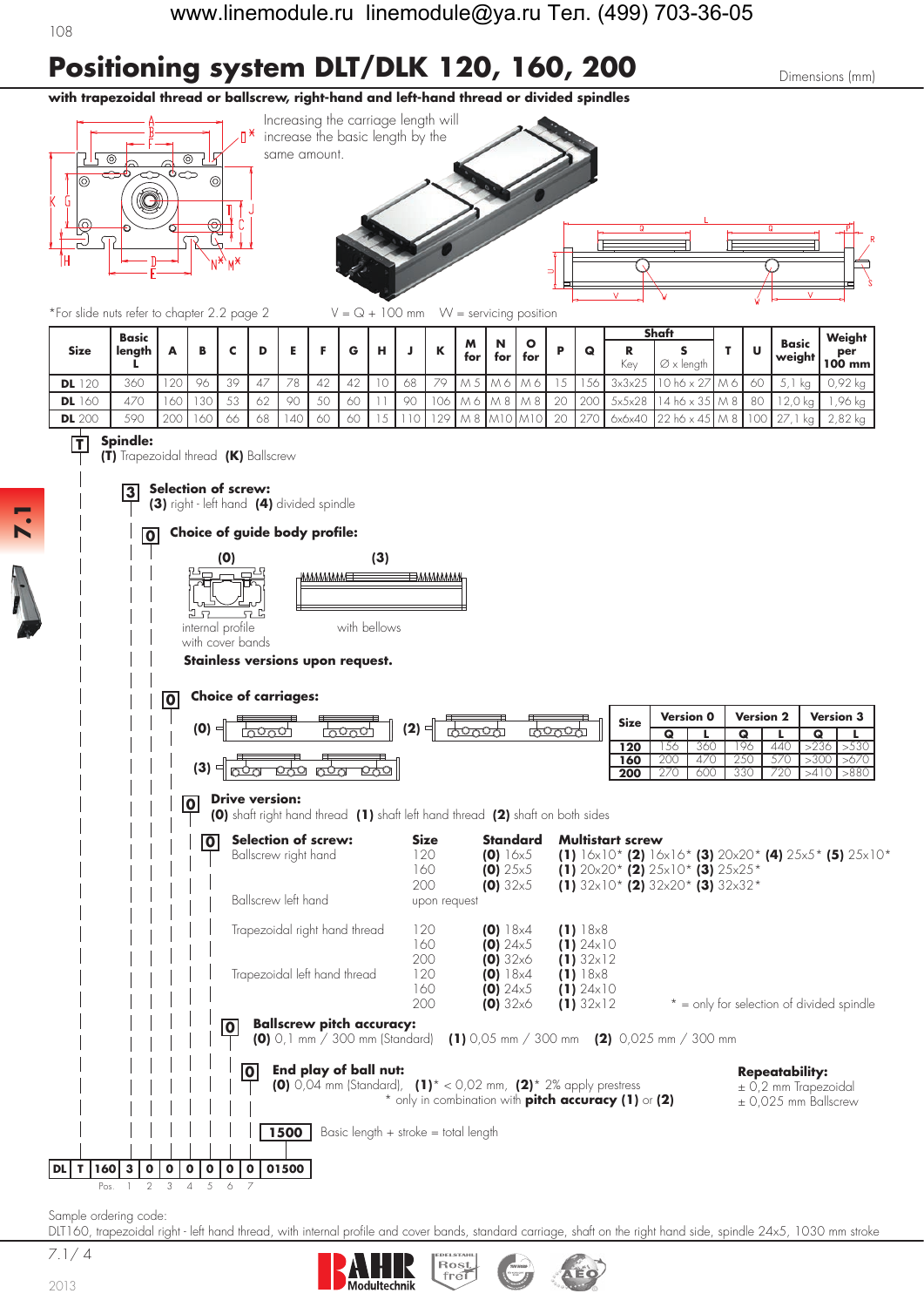# Positioning system DLT/DLK 120, 160, 200

Dimensions (mm)

**with trapezoidal thread or ballscrew, right-hand and left-hand thread or divided spindles**

Increasing the carriage length will increase the basic length by the same amount.

*For slide nuts refer to chapter 2.2 page 2 V = Q + 100 mm W = servicing position

| Size | Basic length L | A | B | C | D | E | F | G | H | J | K | M for | N for | O for | P | Q | Shaft R Key | Shaft S Ø x length | T | U | Basic weight | Weight per 100 mm |
|---|---|---|---|---|---|---|---|---|---|---|---|---|---|---|---|---|---|---|---|---|---|---|
| **DL** 120 | 360 | 120 | 96 | 39 | 47 | 78 | 42 | 42 | 10 | 68 | 79 | M 5 | M 6 | M 6 | 15 | 156 | 3x3x25 | 10 h6 x 27 | M 6 | 60 | 5,1 kg | 0,92 kg |
| **DL** 160 | 470 | 160 | 130 | 53 | 62 | 90 | 50 | 60 | 11 | 90 | 106 | M 6 | M 8 | M 8 | 20 | 200 | 5x5x28 | 14 h6 x 35 | M 8 | 80 | 12,0 kg | 1,96 kg |
| **DL** 200 | 590 | 200 | 160 | 66 | 68 | 140 | 60 | 60 | 15 | 110 | 129 | M 8 | M10 | M10 | 20 | 270 | 6x6x40 | 22 h6 x 45 | M 8 | 100 | 27,1 kg | 2,82 kg |

**T** **Spindle:**
**(T)** Trapezoidal thread **(K)** Ballscrew

**3** **Selection of screw:**
**(3)** right - left hand **(4)** divided spindle

**0** **Choice of guide body profile:**

**(0)** internal profile with cover bands
**(3)** with bellows

**Stainless versions upon request.**

**0** **Choice of carriages:**

(0) (2) (3)

| Size | Version 0 Q | Version 0 L | Version 2 Q | Version 2 L | Version 3 Q | Version 3 L |
|---|---|---|---|---|---|---|
| **120** | 156 | 360 | 196 | 440 | >236 | >530 |
| **160** | 200 | 470 | 250 | 570 | >300 | >670 |
| **200** | 270 | 600 | 330 | 720 | >410 | >880 |

**0** **Drive version:**
**(0)** shaft right hand thread **(1)** shaft left hand thread **(2)** shaft on both sides

**0** **Selection of screw:**

| | Size | Standard | Multistart screw |
|---|---|---|---|
| Ballscrew right hand | 120 | **(0)** 16x5 | **(1)** 16x10* **(2)** 16x16* **(3)** 20x20* **(4)** 25x5* **(5)** 25x10* |
| | 160 | **(0)** 25x5 | **(1)** 20x20* **(2)** 25x10* **(3)** 25x25* |
| | 200 | **(0)** 32x5 | **(1)** 32x10* **(2)** 32x20* **(3)** 32x32* |
| Ballscrew left hand | upon request | | |
| Trapezoidal right hand thread | 120 | **(0)** 18x4 | **(1)** 18x8 |
| | 160 | **(0)** 24x5 | **(1)** 24x10 |
| | 200 | **(0)** 32x6 | **(1)** 32x12 |
| Trapezoidal left hand thread | 120 | **(0)** 18x4 | **(1)** 18x8 |
| | 160 | **(0)** 24x5 | **(1)** 24x10 |
| | 200 | **(0)** 32x6 | **(1)** 32x12 |

\* = only for selection of divided spindle

**0** **Ballscrew pitch accuracy:**
**(0)** 0,1 mm / 300 mm (Standard) **(1)** 0,05 mm / 300 mm **(2)** 0,025 mm / 300 mm

**0** **End play of ball nut:**
**(0)** 0,04 mm (Standard), **(1)*** < 0,02 mm, **(2)*** 2% apply prestress
\* only in combination with **pitch accuracy (1)** or **(2)**

**Repeatability:**
± 0,2 mm Trapezoidal
± 0,025 mm Ballscrew

**1500** Basic length + stroke = total length

| DL | T | 160 | 3 | 0 | 0 | 0 | 0 | 0 | 0 | 01500 |
|---|---|---|---|---|---|---|---|---|---|---|
| Pos. | | | 1 | 2 | 3 | 4 | 5 | 6 | 7 | |

Sample ordering code:
DLT160, trapezoidal right - left hand thread, with internal profile and cover bands, standard carriage, shaft on the right hand side, spindle 24x5, 1030 mm stroke